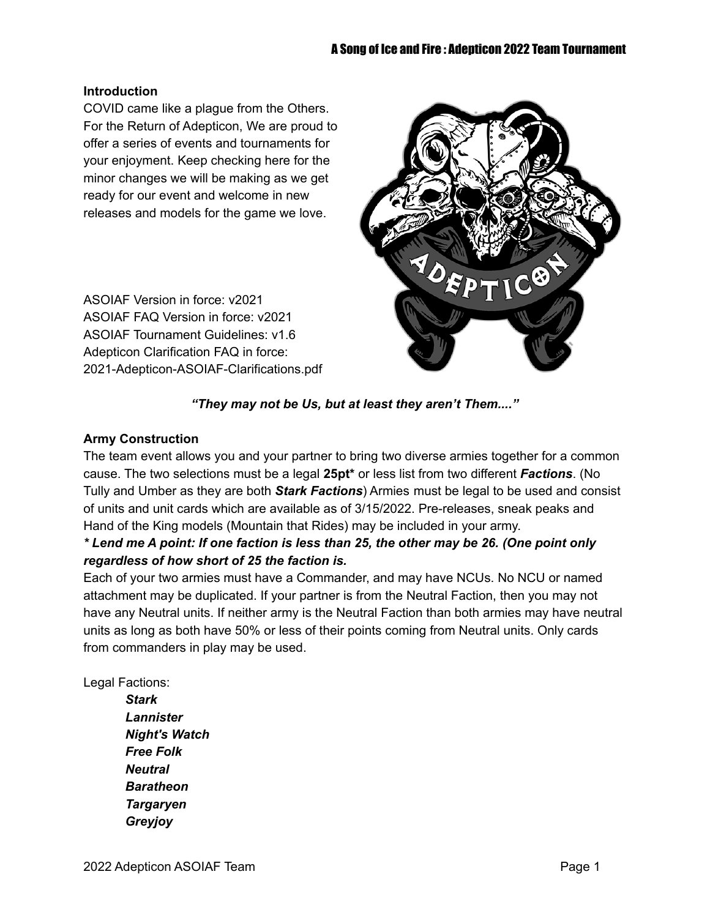## Introduction

COVID came like a plague from the Others. For the Return of Adepticon, We are proud to offer a series of events and tournaments for your enjoyment. Keep checking here for the minor changes we will be making as we get ready for our event and welcome in new releases and models for the game we love.

ASOIAF Version in force: v2021
ASOIAF FAQ Version in force: v2021
ASOIAF Tournament Guidelines: v1.6
Adepticon Clarification FAQ in force: 2021-Adepticon-ASOIAF-Clarifications.pdf

***"They may not be Us, but at least they aren't Them...."***

## Army Construction

The team event allows you and your partner to bring two diverse armies together for a common cause. The two selections must be a legal **25pt*** or less list from two different ***Factions***. (No Tully and Umber as they are both ***Stark Factions***) Armies must be legal to be used and consist of units and unit cards which are available as of 3/15/2022. Pre-releases, sneak peaks and Hand of the King models (Mountain that Rides) may be included in your army.

***\* Lend me A point: If one faction is less than 25, the other may be 26. (One point only regardless of how short of 25 the faction is.***

Each of your two armies must have a Commander, and may have NCUs. No NCU or named attachment may be duplicated. If your partner is from the Neutral Faction, then you may not have any Neutral units. If neither army is the Neutral Faction than both armies may have neutral units as long as both have 50% or less of their points coming from Neutral units. Only cards from commanders in play may be used.

Legal Factions:

- ***Stark***
- ***Lannister***
- ***Night's Watch***
- ***Free Folk***
- ***Neutral***
- ***Baratheon***
- ***Targaryen***
- ***Greyjoy***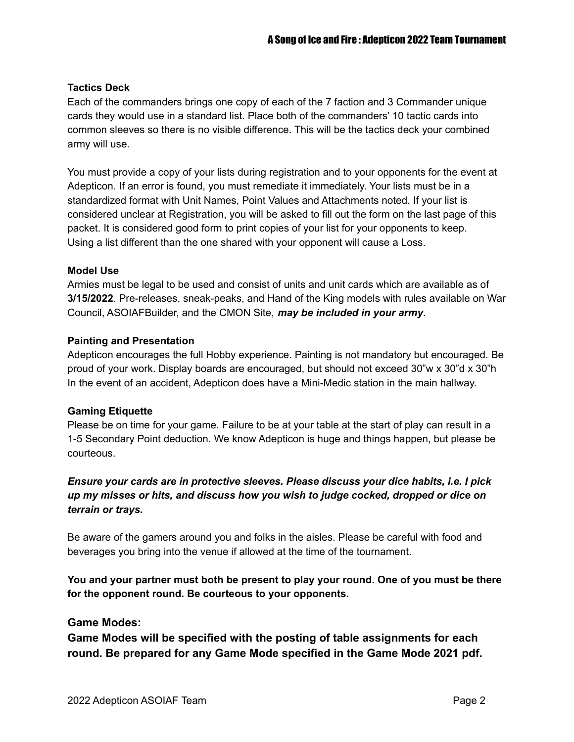**Tactics Deck**

Each of the commanders brings one copy of each of the 7 faction and 3 Commander unique cards they would use in a standard list. Place both of the commanders' 10 tactic cards into common sleeves so there is no visible difference. This will be the tactics deck your combined army will use.

You must provide a copy of your lists during registration and to your opponents for the event at Adepticon. If an error is found, you must remediate it immediately. Your lists must be in a standardized format with Unit Names, Point Values and Attachments noted. If your list is considered unclear at Registration, you will be asked to fill out the form on the last page of this packet. It is considered good form to print copies of your list for your opponents to keep. Using a list different than the one shared with your opponent will cause a Loss.

**Model Use**

Armies must be legal to be used and consist of units and unit cards which are available as of **3/15/2022**. Pre-releases, sneak-peaks, and Hand of the King models with rules available on War Council, ASOIAFBuilder, and the CMON Site, ***may be included in your army***.

**Painting and Presentation**

Adepticon encourages the full Hobby experience. Painting is not mandatory but encouraged. Be proud of your work. Display boards are encouraged, but should not exceed 30"w x 30"d x 30"h In the event of an accident, Adepticon does have a Mini-Medic station in the main hallway.

**Gaming Etiquette**

Please be on time for your game. Failure to be at your table at the start of play can result in a 1-5 Secondary Point deduction. We know Adepticon is huge and things happen, but please be courteous.

***Ensure your cards are in protective sleeves. Please discuss your dice habits, i.e. I pick up my misses or hits, and discuss how you wish to judge cocked, dropped or dice on terrain or trays.***

Be aware of the gamers around you and folks in the aisles. Please be careful with food and beverages you bring into the venue if allowed at the time of the tournament.

**You and your partner must both be present to play your round. One of you must be there for the opponent round. Be courteous to your opponents.**

## Game Modes:

**Game Modes will be specified with the posting of table assignments for each round. Be prepared for any Game Mode specified in the Game Mode 2021 pdf.**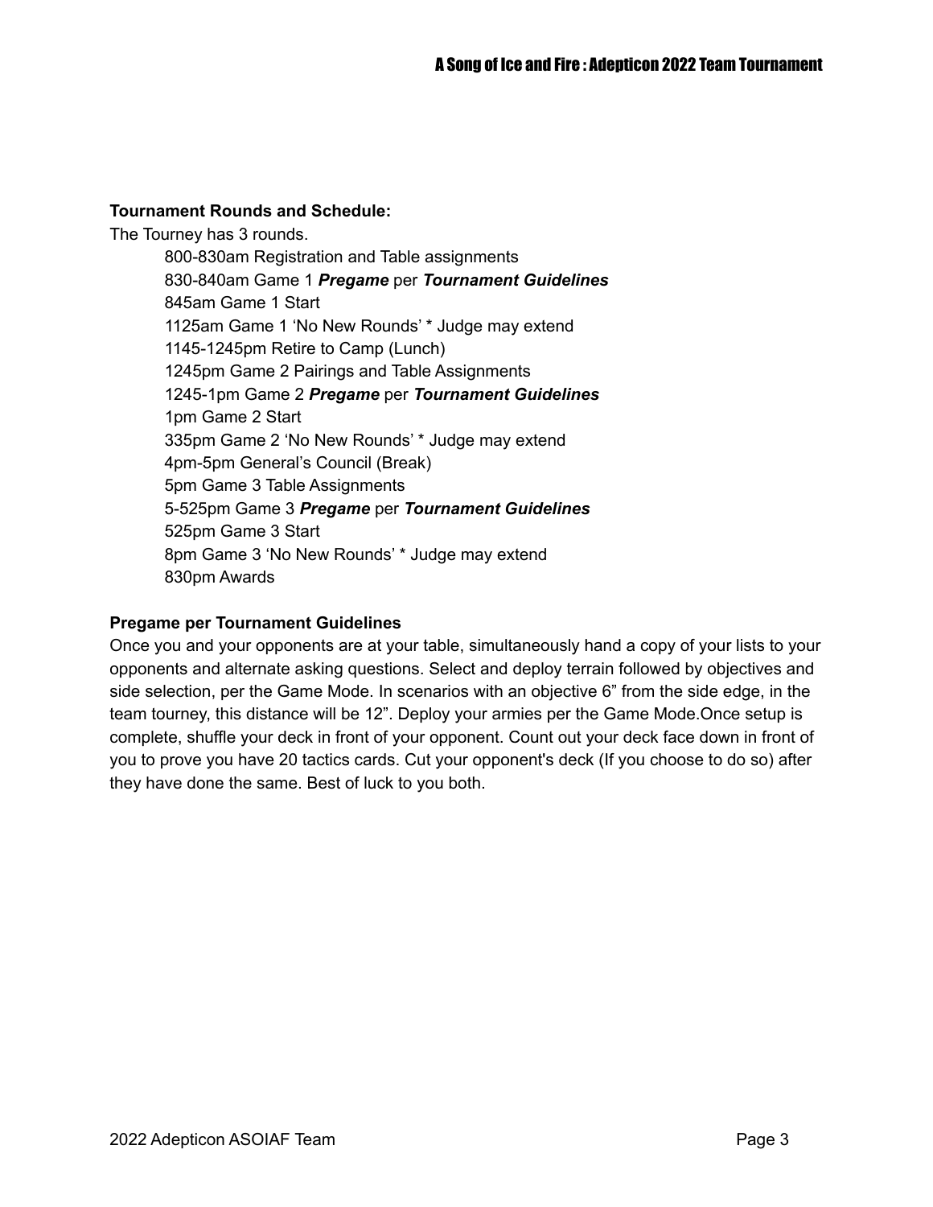**Tournament Rounds and Schedule:**

The Tourney has 3 rounds.

800-830am Registration and Table assignments
830-840am Game 1 ***Pregame*** per ***Tournament Guidelines***
845am Game 1 Start
1125am Game 1 'No New Rounds' * Judge may extend
1145-1245pm Retire to Camp (Lunch)
1245pm Game 2 Pairings and Table Assignments
1245-1pm Game 2 ***Pregame*** per ***Tournament Guidelines***
1pm Game 2 Start
335pm Game 2 'No New Rounds' * Judge may extend
4pm-5pm General's Council (Break)
5pm Game 3 Table Assignments
5-525pm Game 3 ***Pregame*** per ***Tournament Guidelines***
525pm Game 3 Start
8pm Game 3 'No New Rounds' * Judge may extend
830pm Awards

**Pregame per Tournament Guidelines**

Once you and your opponents are at your table, simultaneously hand a copy of your lists to your opponents and alternate asking questions. Select and deploy terrain followed by objectives and side selection, per the Game Mode. In scenarios with an objective 6" from the side edge, in the team tourney, this distance will be 12". Deploy your armies per the Game Mode.Once setup is complete, shuffle your deck in front of your opponent. Count out your deck face down in front of you to prove you have 20 tactics cards. Cut your opponent's deck (If you choose to do so) after they have done the same. Best of luck to you both.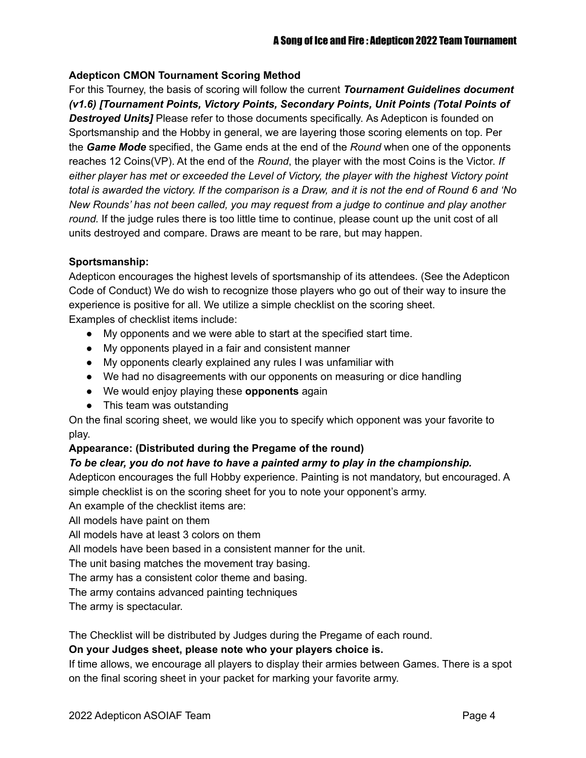**Adepticon CMON Tournament Scoring Method**

For this Tourney, the basis of scoring will follow the current ***Tournament Guidelines document (v1.6) [Tournament Points, Victory Points, Secondary Points, Unit Points (Total Points of Destroyed Units]*** Please refer to those documents specifically. As Adepticon is founded on Sportsmanship and the Hobby in general, we are layering those scoring elements on top. Per the ***Game Mode*** specified, the Game ends at the end of the *Round* when one of the opponents reaches 12 Coins(VP). At the end of the *Round*, the player with the most Coins is the Victor. *If either player has met or exceeded the Level of Victory, the player with the highest Victory point total is awarded the victory. If the comparison is a Draw, and it is not the end of Round 6 and 'No New Rounds' has not been called, you may request from a judge to continue and play another round*. If the judge rules there is too little time to continue, please count up the unit cost of all units destroyed and compare. Draws are meant to be rare, but may happen.

**Sportsmanship:**

Adepticon encourages the highest levels of sportsmanship of its attendees. (See the Adepticon Code of Conduct) We do wish to recognize those players who go out of their way to insure the experience is positive for all. We utilize a simple checklist on the scoring sheet.
Examples of checklist items include:

- My opponents and we were able to start at the specified start time.
- My opponents played in a fair and consistent manner
- My opponents clearly explained any rules I was unfamiliar with
- We had no disagreements with our opponents on measuring or dice handling
- We would enjoy playing these **opponents** again
- This team was outstanding

On the final scoring sheet, we would like you to specify which opponent was your favorite to play.

**Appearance: (Distributed during the Pregame of the round)**

***To be clear, you do not have to have a painted army to play in the championship.***

Adepticon encourages the full Hobby experience. Painting is not mandatory, but encouraged. A simple checklist is on the scoring sheet for you to note your opponent's army.
An example of the checklist items are:
All models have paint on them
All models have at least 3 colors on them
All models have been based in a consistent manner for the unit.
The unit basing matches the movement tray basing.
The army has a consistent color theme and basing.
The army contains advanced painting techniques
The army is spectacular.

The Checklist will be distributed by Judges during the Pregame of each round.

**On your Judges sheet, please note who your players choice is.**

If time allows, we encourage all players to display their armies between Games. There is a spot on the final scoring sheet in your packet for marking your favorite army.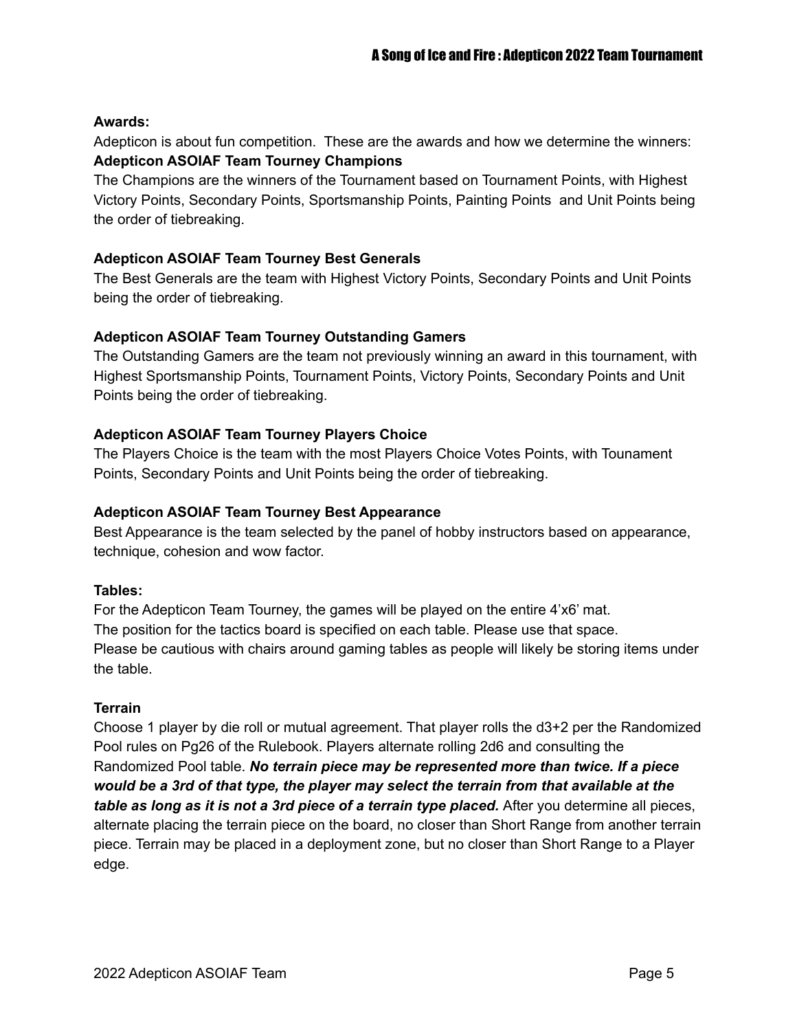**Awards:**

Adepticon is about fun competition. These are the awards and how we determine the winners:

**Adepticon ASOIAF Team Tourney Champions**

The Champions are the winners of the Tournament based on Tournament Points, with Highest Victory Points, Secondary Points, Sportsmanship Points, Painting Points and Unit Points being the order of tiebreaking.

**Adepticon ASOIAF Team Tourney Best Generals**

The Best Generals are the team with Highest Victory Points, Secondary Points and Unit Points being the order of tiebreaking.

**Adepticon ASOIAF Team Tourney Outstanding Gamers**

The Outstanding Gamers are the team not previously winning an award in this tournament, with Highest Sportsmanship Points, Tournament Points, Victory Points, Secondary Points and Unit Points being the order of tiebreaking.

**Adepticon ASOIAF Team Tourney Players Choice**

The Players Choice is the team with the most Players Choice Votes Points, with Tounament Points, Secondary Points and Unit Points being the order of tiebreaking.

**Adepticon ASOIAF Team Tourney Best Appearance**

Best Appearance is the team selected by the panel of hobby instructors based on appearance, technique, cohesion and wow factor.

**Tables:**

For the Adepticon Team Tourney, the games will be played on the entire 4'x6' mat.
The position for the tactics board is specified on each table. Please use that space.
Please be cautious with chairs around gaming tables as people will likely be storing items under the table.

**Terrain**

Choose 1 player by die roll or mutual agreement. That player rolls the d3+2 per the Randomized Pool rules on Pg26 of the Rulebook. Players alternate rolling 2d6 and consulting the Randomized Pool table. ***No terrain piece may be represented more than twice. If a piece would be a 3rd of that type, the player may select the terrain from that available at the table as long as it is not a 3rd piece of a terrain type placed.*** After you determine all pieces, alternate placing the terrain piece on the board, no closer than Short Range from another terrain piece. Terrain may be placed in a deployment zone, but no closer than Short Range to a Player edge.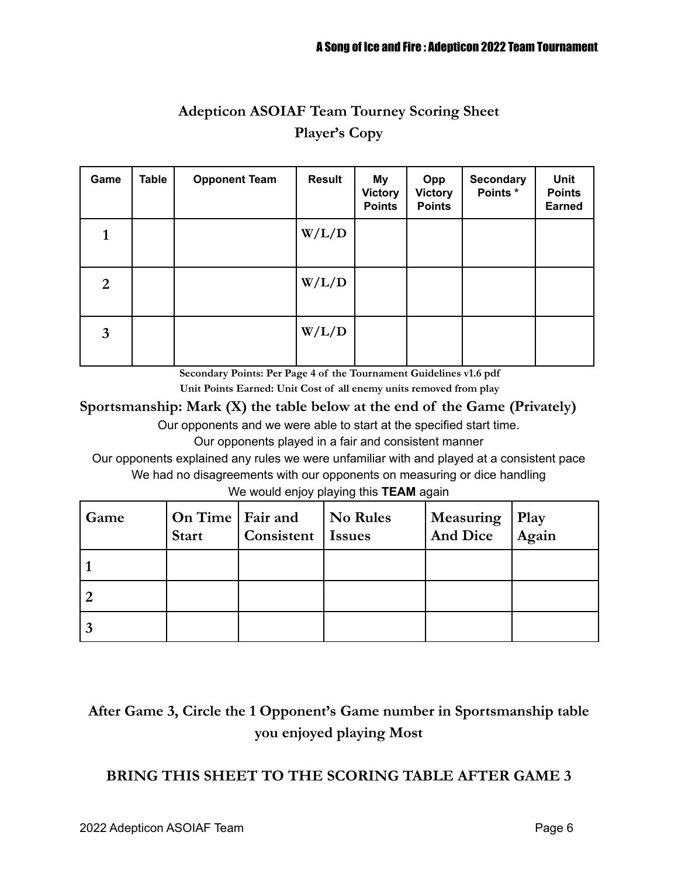# Adepticon ASOIAF Team Tourney Scoring Sheet
## Player's Copy

| Game | Table | Opponent Team | Result | My Victory Points | Opp Victory Points | Secondary Points * | Unit Points Earned |
|---|---|---|---|---|---|---|---|
| 1 | | | W/L/D | | | | |
| 2 | | | W/L/D | | | | |
| 3 | | | W/L/D | | | | |

**Secondary Points: Per Page 4 of the Tournament Guidelines v1.6 pdf**

**Unit Points Earned: Unit Cost of all enemy units removed from play**

**Sportsmanship: Mark (X) the table below at the end of the Game (Privately)**

Our opponents and we were able to start at the specified start time.

Our opponents played in a fair and consistent manner

Our opponents explained any rules we were unfamiliar with and played at a consistent pace

We had no disagreements with our opponents on measuring or dice handling

We would enjoy playing this **TEAM** again

| Game | On Time Start | Fair and Consistent | No Rules Issues | Measuring And Dice | Play Again |
|---|---|---|---|---|---|
| 1 | | | | | |
| 2 | | | | | |
| 3 | | | | | |

**After Game 3, Circle the 1 Opponent's Game number in Sportsmanship table you enjoyed playing Most**

**BRING THIS SHEET TO THE SCORING TABLE AFTER GAME 3**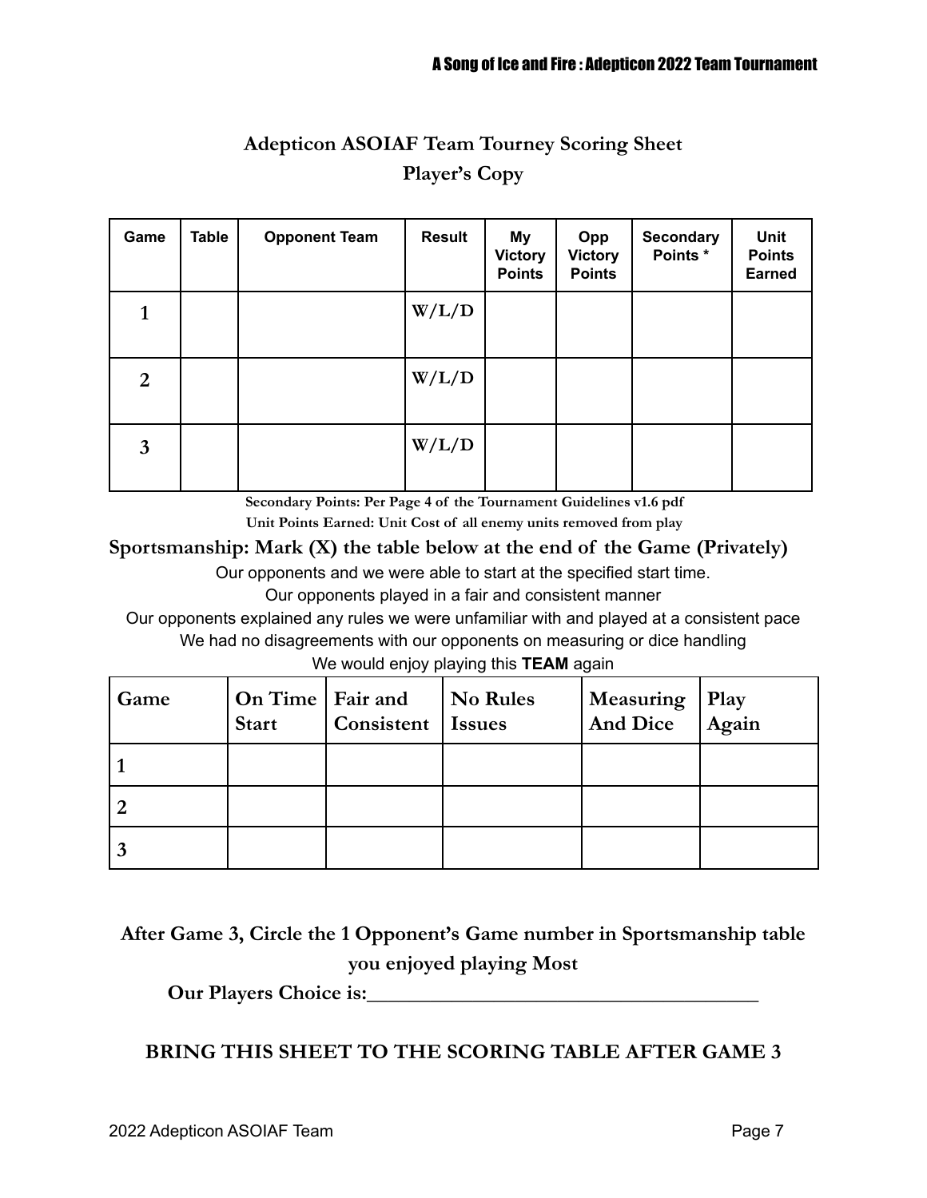## Adepticon ASOIAF Team Tourney Scoring Sheet
## Player's Copy

| Game | Table | Opponent Team | Result | My Victory Points | Opp Victory Points | Secondary Points * | Unit Points Earned |
|---|---|---|---|---|---|---|---|
| 1 | | | W/L/D | | | | |
| 2 | | | W/L/D | | | | |
| 3 | | | W/L/D | | | | |

**Secondary Points: Per Page 4 of the Tournament Guidelines v1.6 pdf**
**Unit Points Earned: Unit Cost of all enemy units removed from play**

### Sportsmanship: Mark (X) the table below at the end of the Game (Privately)

Our opponents and we were able to start at the specified start time.
Our opponents played in a fair and consistent manner
Our opponents explained any rules we were unfamiliar with and played at a consistent pace
We had no disagreements with our opponents on measuring or dice handling
We would enjoy playing this **TEAM** again

| Game | On Time Start | Fair and Consistent | No Rules Issues | Measuring And Dice | Play Again |
|---|---|---|---|---|---|
| 1 | | | | | |
| 2 | | | | | |
| 3 | | | | | |

**After Game 3, Circle the 1 Opponent's Game number in Sportsmanship table you enjoyed playing Most**

**Our Players Choice is:\_\_\_\_\_\_\_\_\_\_\_\_\_\_\_\_\_\_\_\_\_\_\_\_\_\_\_\_\_\_\_\_\_\_\_\_\_\_**

**BRING THIS SHEET TO THE SCORING TABLE AFTER GAME 3**